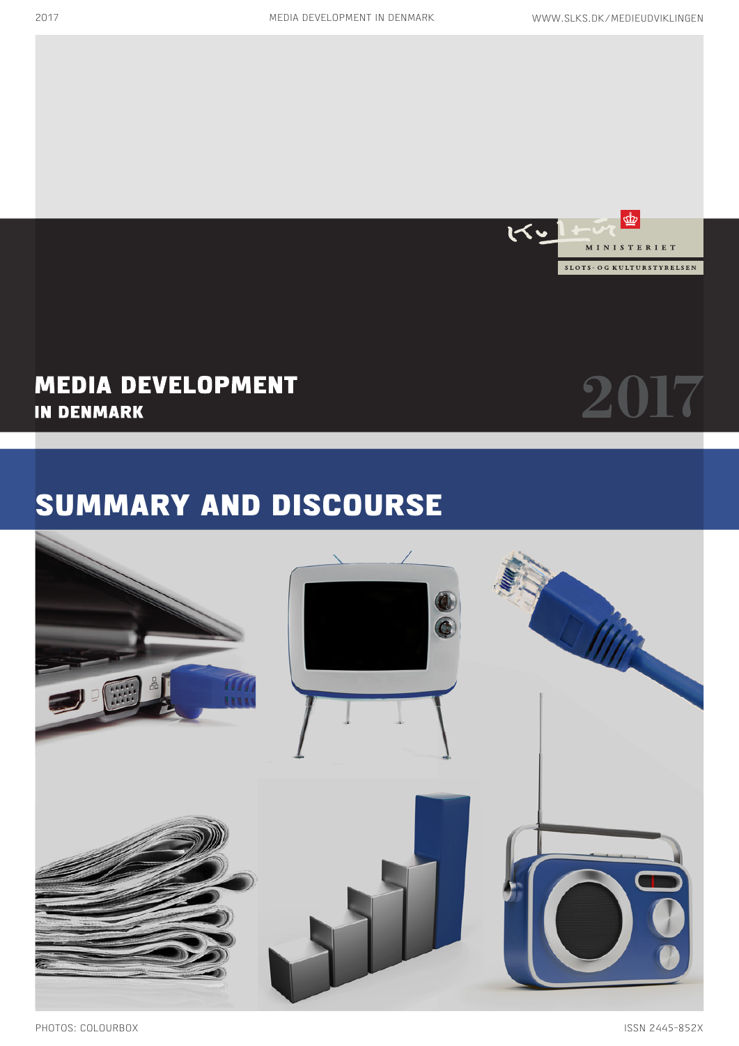KULTURMINISTERIET

SLOTS- OG KULTURSTYRELSEN

# MEDIA DEVELOPMENT
## IN DENMARK

2017

# SUMMARY AND DISCOURSE

PHOTOS: COLOURBOX

ISSN 2445-852X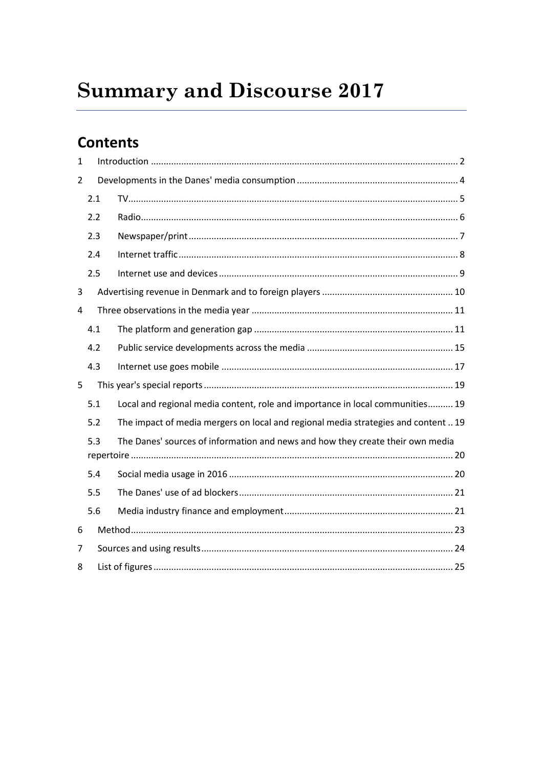# Summary and Discourse 2017

## Contents

1 Introduction ........................................................................................................................ 2

2 Developments in the Danes' media consumption ............................................................... 4

2.1 TV................................................................................................................................. 5

2.2 Radio............................................................................................................................ 6

2.3 Newspaper/print ......................................................................................................... 7

2.4 Internet traffic ............................................................................................................. 8

2.5 Internet use and devices ............................................................................................. 9

3 Advertising revenue in Denmark and to foreign players ................................................... 10

4 Three observations in the media year ............................................................................... 11

4.1 The platform and generation gap ............................................................................. 11

4.2 Public service developments across the media ......................................................... 15

4.3 Internet use goes mobile .......................................................................................... 17

5 This year's special reports ................................................................................................. 19

5.1 Local and regional media content, role and importance in local communities.......... 19

5.2 The impact of media mergers on local and regional media strategies and content .. 19

5.3 The Danes' sources of information and news and how they create their own media repertoire ............................................................................................................................. 20

5.4 Social media usage in 2016 ....................................................................................... 20

5.5 The Danes' use of ad blockers ................................................................................... 21

5.6 Media industry finance and employment .................................................................. 21

6 Method.............................................................................................................................. 23

7 Sources and using results .................................................................................................. 24

8 List of figures ..................................................................................................................... 25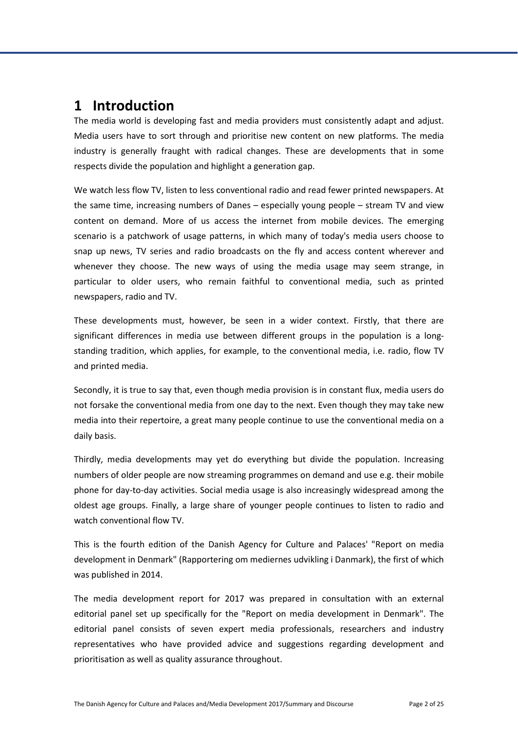# 1 Introduction

The media world is developing fast and media providers must consistently adapt and adjust. Media users have to sort through and prioritise new content on new platforms. The media industry is generally fraught with radical changes. These are developments that in some respects divide the population and highlight a generation gap.

We watch less flow TV, listen to less conventional radio and read fewer printed newspapers. At the same time, increasing numbers of Danes – especially young people – stream TV and view content on demand. More of us access the internet from mobile devices. The emerging scenario is a patchwork of usage patterns, in which many of today's media users choose to snap up news, TV series and radio broadcasts on the fly and access content wherever and whenever they choose. The new ways of using the media usage may seem strange, in particular to older users, who remain faithful to conventional media, such as printed newspapers, radio and TV.

These developments must, however, be seen in a wider context. Firstly, that there are significant differences in media use between different groups in the population is a long-standing tradition, which applies, for example, to the conventional media, i.e. radio, flow TV and printed media.

Secondly, it is true to say that, even though media provision is in constant flux, media users do not forsake the conventional media from one day to the next. Even though they may take new media into their repertoire, a great many people continue to use the conventional media on a daily basis.

Thirdly, media developments may yet do everything but divide the population. Increasing numbers of older people are now streaming programmes on demand and use e.g. their mobile phone for day-to-day activities. Social media usage is also increasingly widespread among the oldest age groups. Finally, a large share of younger people continues to listen to radio and watch conventional flow TV.

This is the fourth edition of the Danish Agency for Culture and Palaces' "Report on media development in Denmark" (Rapportering om mediernes udvikling i Danmark), the first of which was published in 2014.

The media development report for 2017 was prepared in consultation with an external editorial panel set up specifically for the "Report on media development in Denmark". The editorial panel consists of seven expert media professionals, researchers and industry representatives who have provided advice and suggestions regarding development and prioritisation as well as quality assurance throughout.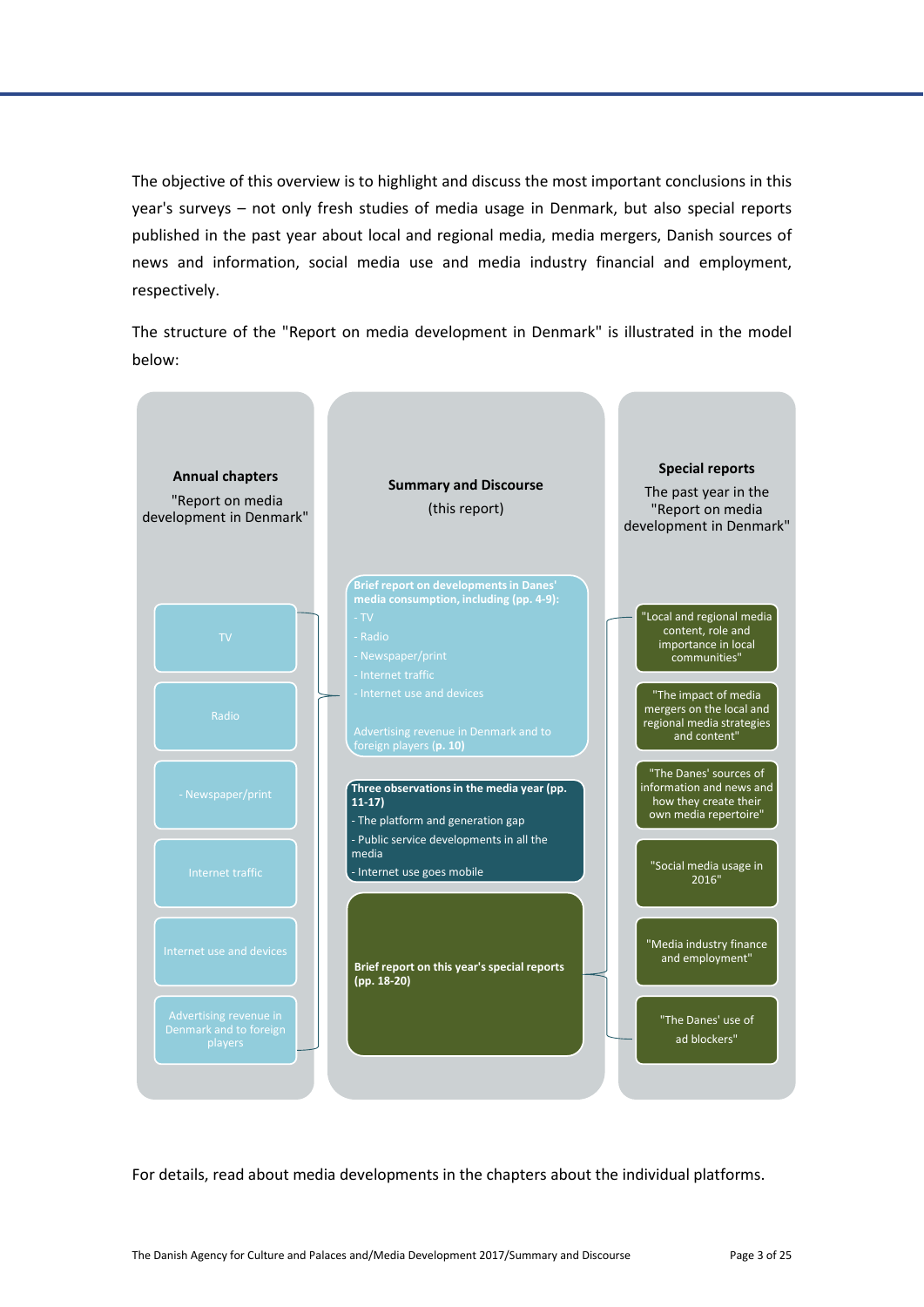The objective of this overview is to highlight and discuss the most important conclusions in this year's surveys – not only fresh studies of media usage in Denmark, but also special reports published in the past year about local and regional media, media mergers, Danish sources of news and information, social media use and media industry financial and employment, respectively.

The structure of the "Report on media development in Denmark" is illustrated in the model below:

**Annual chapters**

"Report on media development in Denmark"

- TV
- Radio
- Newspaper/print
- Internet traffic
- Internet use and devices
- Advertising revenue in Denmark and to foreign players

**Summary and Discourse**

(this report)

**Brief report on developments in Danes' media consumption, including (pp. 4-9):**
- TV
- Radio
- Newspaper/print
- Internet traffic
- Internet use and devices

Advertising revenue in Denmark and to foreign players (**p. 10**)

**Three observations in the media year (pp. 11-17)**
- The platform and generation gap
- Public service developments in all the media
- Internet use goes mobile

**Brief report on this year's special reports (pp. 18-20)**

**Special reports**

The past year in the "Report on media development in Denmark"

- "Local and regional media content, role and importance in local communities"
- "The impact of media mergers on the local and regional media strategies and content"
- "The Danes' sources of information and news and how they create their own media repertoire"
- "Social media usage in 2016"
- "Media industry finance and employment"
- "The Danes' use of ad blockers"

For details, read about media developments in the chapters about the individual platforms.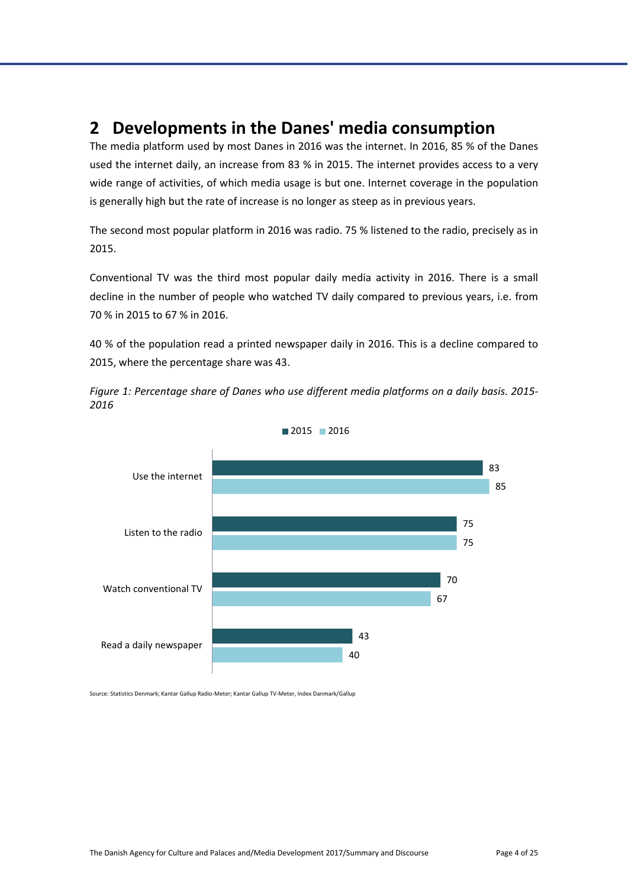## 2 Developments in the Danes' media consumption

The media platform used by most Danes in 2016 was the internet. In 2016, 85 % of the Danes used the internet daily, an increase from 83 % in 2015. The internet provides access to a very wide range of activities, of which media usage is but one. Internet coverage in the population is generally high but the rate of increase is no longer as steep as in previous years.

The second most popular platform in 2016 was radio. 75 % listened to the radio, precisely as in 2015.

Conventional TV was the third most popular daily media activity in 2016. There is a small decline in the number of people who watched TV daily compared to previous years, i.e. from 70 % in 2015 to 67 % in 2016.

40 % of the population read a printed newspaper daily in 2016. This is a decline compared to 2015, where the percentage share was 43.

*Figure 1: Percentage share of Danes who use different media platforms on a daily basis. 2015-2016*

| | 2015 | 2016 |
|---|---|---|
| Use the internet | 83 | 85 |
| Listen to the radio | 75 | 75 |
| Watch conventional TV | 70 | 67 |
| Read a daily newspaper | 43 | 40 |

Source: Statistics Denmark; Kantar Gallup Radio-Meter; Kantar Gallup TV-Meter, Index Danmark/Gallup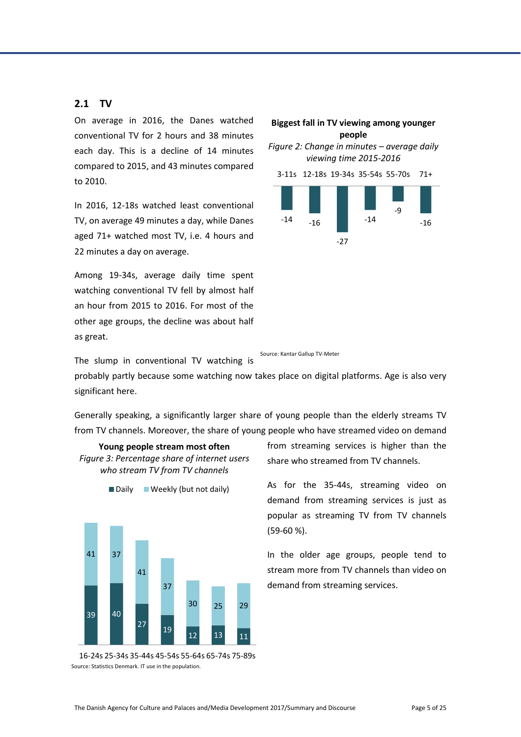## 2.1 TV

On average in 2016, the Danes watched conventional TV for 2 hours and 38 minutes each day. This is a decline of 14 minutes compared to 2015, and 43 minutes compared to 2010.

In 2016, 12-18s watched least conventional TV, on average 49 minutes a day, while Danes aged 71+ watched most TV, i.e. 4 hours and 22 minutes a day on average.

Among 19-34s, average daily time spent watching conventional TV fell by almost half an hour from 2015 to 2016. For most of the other age groups, the decline was about half as great.

**Biggest fall in TV viewing among younger people**

*Figure 2: Change in minutes – average daily viewing time 2015-2016*

| 3-11s | 12-18s | 19-34s | 35-54s | 55-70s | 71+ |
|---|---|---|---|---|---|
| -14 | -16 | -27 | -14 | -9 | -16 |

Source: Kantar Gallup TV-Meter

The slump in conventional TV watching is probably partly because some watching now takes place on digital platforms. Age is also very significant here.

Generally speaking, a significantly larger share of young people than the elderly streams TV from TV channels. Moreover, the share of young people who have streamed video on demand from streaming services is higher than the share who streamed from TV channels.

As for the 35-44s, streaming video on demand from streaming services is just as popular as streaming TV from TV channels (59-60 %).

In the older age groups, people tend to stream more from TV channels than video on demand from streaming services.

**Young people stream most often**

*Figure 3: Percentage share of internet users who stream TV from TV channels*

| | 16-24s | 25-34s | 35-44s | 45-54s | 55-64s | 65-74s | 75-89s |
|---|---|---|---|---|---|---|---|
| Daily | 39 | 40 | 27 | 19 | 12 | 13 | 11 |
| Weekly (but not daily) | 41 | 37 | 41 | 37 | 30 | 25 | 29 |

Source: Statistics Denmark. IT use in the population.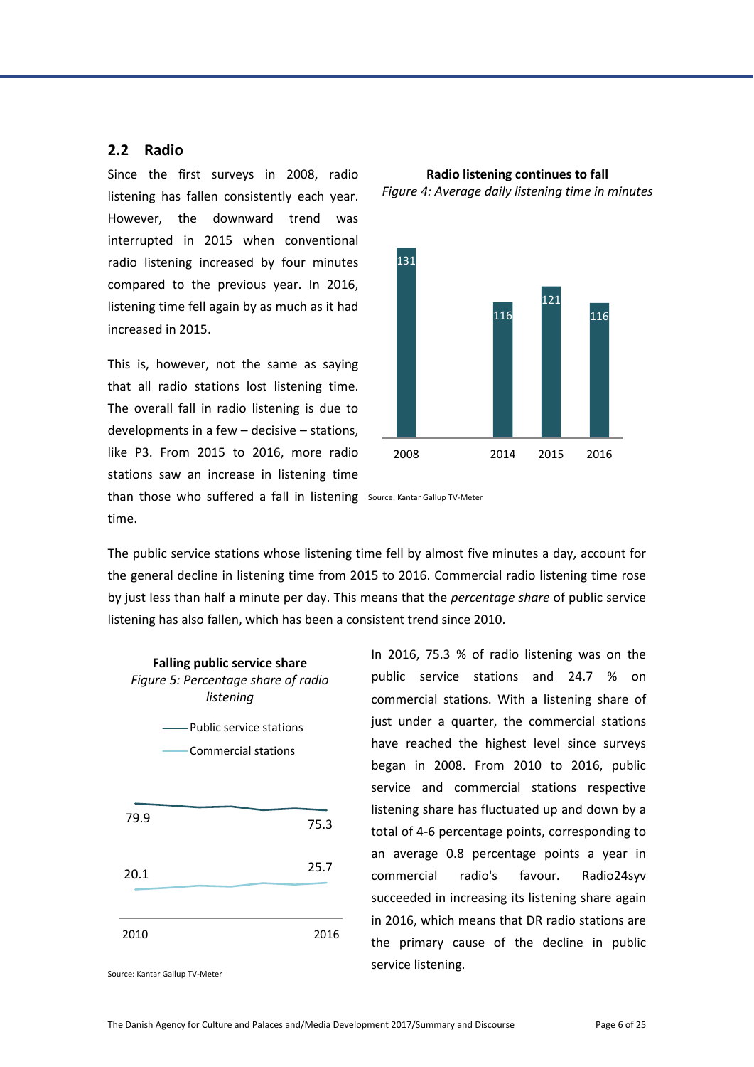## 2.2 Radio

Since the first surveys in 2008, radio listening has fallen consistently each year. However, the downward trend was interrupted in 2015 when conventional radio listening increased by four minutes compared to the previous year. In 2016, listening time fell again by as much as it had increased in 2015.

This is, however, not the same as saying that all radio stations lost listening time. The overall fall in radio listening is due to developments in a few – decisive – stations, like P3. From 2015 to 2016, more radio stations saw an increase in listening time than those who suffered a fall in listening time.

**Radio listening continues to fall**

*Figure 4: Average daily listening time in minutes*

| 2008 | 2014 | 2015 | 2016 |
|---|---|---|---|
| 131 | 116 | 121 | 116 |

Source: Kantar Gallup TV-Meter

The public service stations whose listening time fell by almost five minutes a day, account for the general decline in listening time from 2015 to 2016. Commercial radio listening time rose by just less than half a minute per day. This means that the *percentage share* of public service listening has also fallen, which has been a consistent trend since 2010.

**Falling public service share**

*Figure 5: Percentage share of radio listening*

| | 2010 | 2016 |
|---|---|---|
| Public service stations | 79.9 | 75.3 |
| Commercial stations | 20.1 | 25.7 |

Source: Kantar Gallup TV-Meter

In 2016, 75.3 % of radio listening was on the public service stations and 24.7 % on commercial stations. With a listening share of just under a quarter, the commercial stations have reached the highest level since surveys began in 2008. From 2010 to 2016, public service and commercial stations respective listening share has fluctuated up and down by a total of 4-6 percentage points, corresponding to an average 0.8 percentage points a year in commercial radio's favour. Radio24syv succeeded in increasing its listening share again in 2016, which means that DR radio stations are the primary cause of the decline in public service listening.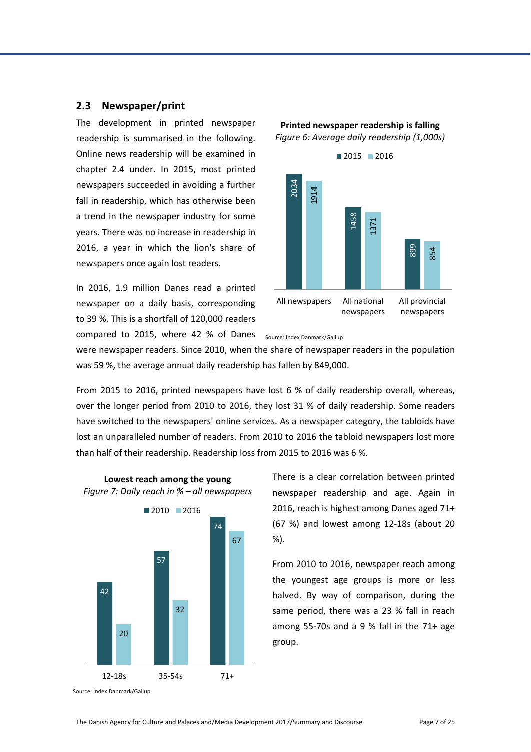## 2.3 Newspaper/print

The development in printed newspaper readership is summarised in the following. Online news readership will be examined in chapter 2.4 under. In 2015, most printed newspapers succeeded in avoiding a further fall in readership, which has otherwise been a trend in the newspaper industry for some years. There was no increase in readership in 2016, a year in which the lion's share of newspapers once again lost readers.

**Printed newspaper readership is falling**

*Figure 6: Average daily readership (1,000s)*

| | 2015 | 2016 |
|---|---|---|
| All newspapers | 2034 | 1914 |
| All national newspapers | 1458 | 1371 |
| All provincial newspapers | 899 | 854 |

Source: Index Danmark/Gallup

In 2016, 1.9 million Danes read a printed newspaper on a daily basis, corresponding to 39 %. This is a shortfall of 120,000 readers compared to 2015, where 42 % of Danes were newspaper readers. Since 2010, when the share of newspaper readers in the population was 59 %, the average annual daily readership has fallen by 849,000.

From 2015 to 2016, printed newspapers have lost 6 % of daily readership overall, whereas, over the longer period from 2010 to 2016, they lost 31 % of daily readership. Some readers have switched to the newspapers' online services. As a newspaper category, the tabloids have lost an unparalleled number of readers. From 2010 to 2016 the tabloid newspapers lost more than half of their readership. Readership loss from 2015 to 2016 was 6 %.

**Lowest reach among the young**

*Figure 7: Daily reach in % – all newspapers*

| | 2010 | 2016 |
|---|---|---|
| 12-18s | 42 | 20 |
| 35-54s | 57 | 32 |
| 71+ | 74 | 67 |

Source: Index Danmark/Gallup

There is a clear correlation between printed newspaper readership and age. Again in 2016, reach is highest among Danes aged 71+ (67 %) and lowest among 12-18s (about 20 %).

From 2010 to 2016, newspaper reach among the youngest age groups is more or less halved. By way of comparison, during the same period, there was a 23 % fall in reach among 55-70s and a 9 % fall in the 71+ age group.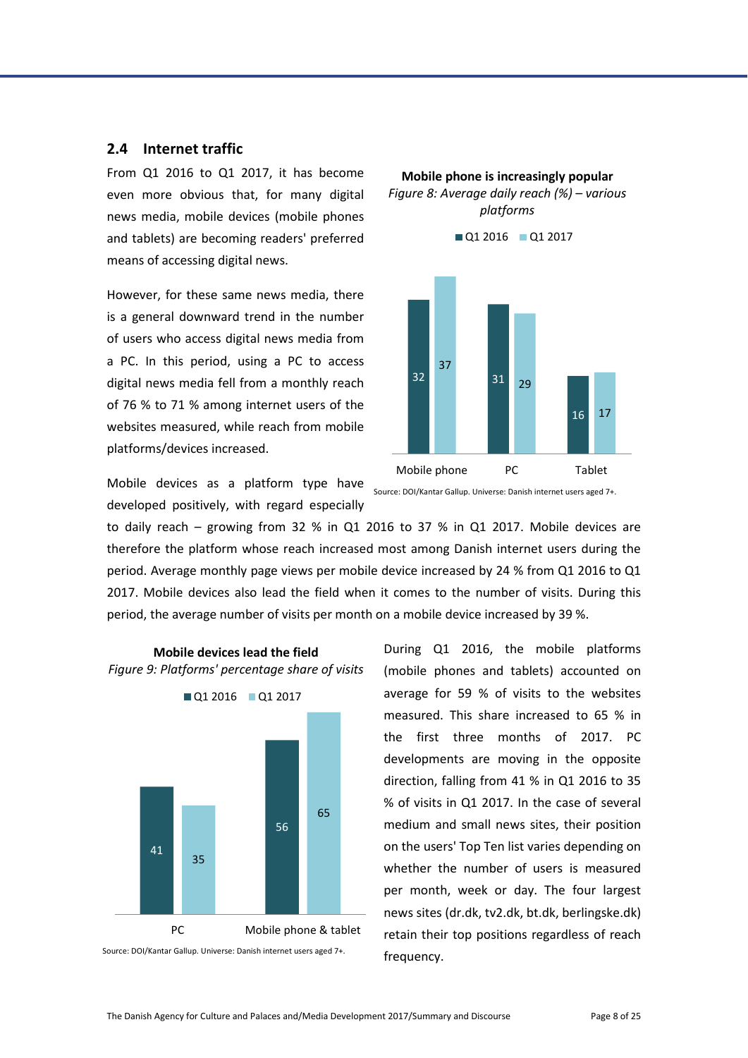## 2.4 Internet traffic

From Q1 2016 to Q1 2017, it has become even more obvious that, for many digital news media, mobile devices (mobile phones and tablets) are becoming readers' preferred means of accessing digital news.

However, for these same news media, there is a general downward trend in the number of users who access digital news media from a PC. In this period, using a PC to access digital news media fell from a monthly reach of 76 % to 71 % among internet users of the websites measured, while reach from mobile platforms/devices increased.

**Mobile phone is increasingly popular**

*Figure 8: Average daily reach (%) – various platforms*

| | Q1 2016 | Q1 2017 |
|---|---|---|
| Mobile phone | 32 | 37 |
| PC | 31 | 29 |
| Tablet | 16 | 17 |

Source: DOI/Kantar Gallup. Universe: Danish internet users aged 7+.

Mobile devices as a platform type have developed positively, with regard especially to daily reach – growing from 32 % in Q1 2016 to 37 % in Q1 2017. Mobile devices are therefore the platform whose reach increased most among Danish internet users during the period. Average monthly page views per mobile device increased by 24 % from Q1 2016 to Q1 2017. Mobile devices also lead the field when it comes to the number of visits. During this period, the average number of visits per month on a mobile device increased by 39 %.

**Mobile devices lead the field**

*Figure 9: Platforms' percentage share of visits*

| | Q1 2016 | Q1 2017 |
|---|---|---|
| PC | 41 | 35 |
| Mobile phone & tablet | 56 | 65 |

Source: DOI/Kantar Gallup. Universe: Danish internet users aged 7+.

During Q1 2016, the mobile platforms (mobile phones and tablets) accounted on average for 59 % of visits to the websites measured. This share increased to 65 % in the first three months of 2017. PC developments are moving in the opposite direction, falling from 41 % in Q1 2016 to 35 % of visits in Q1 2017. In the case of several medium and small news sites, their position on the users' Top Ten list varies depending on whether the number of users is measured per month, week or day. The four largest news sites (dr.dk, tv2.dk, bt.dk, berlingske.dk) retain their top positions regardless of reach frequency.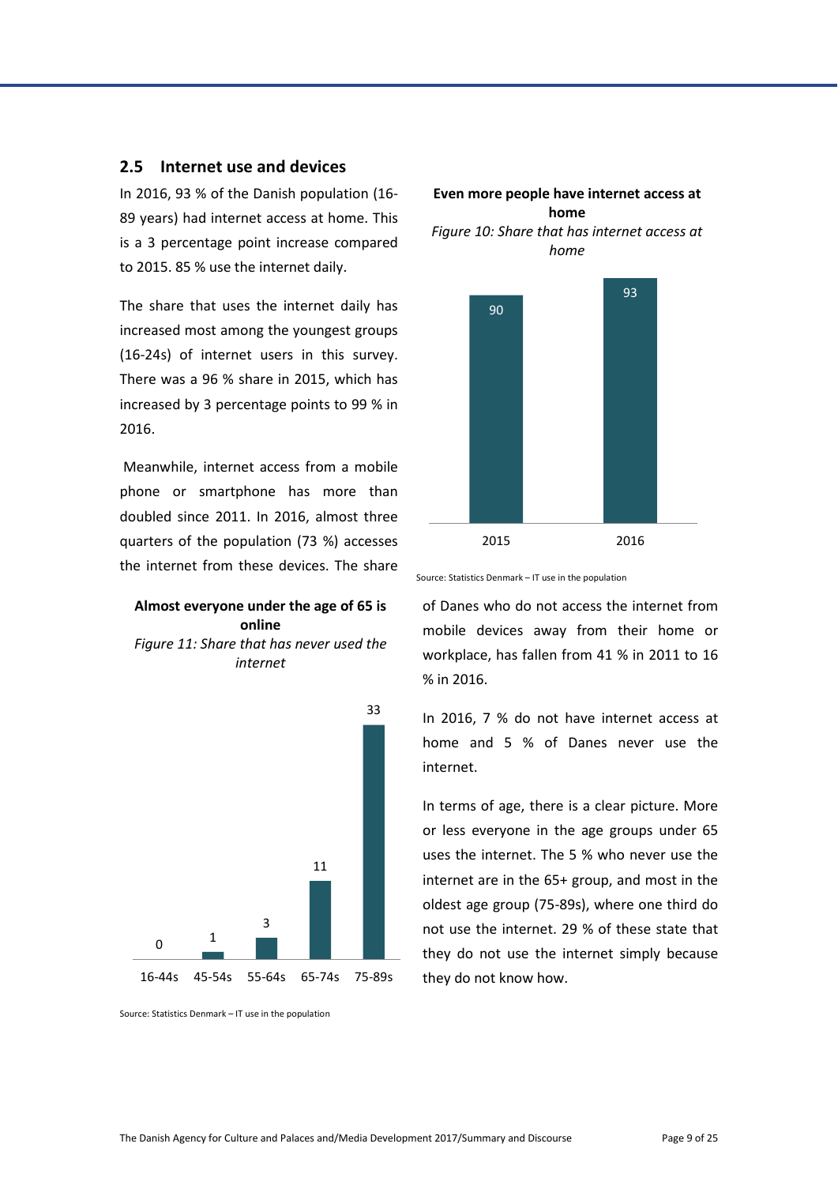## 2.5 Internet use and devices

In 2016, 93 % of the Danish population (16-89 years) had internet access at home. This is a 3 percentage point increase compared to 2015. 85 % use the internet daily.

The share that uses the internet daily has increased most among the youngest groups (16-24s) of internet users in this survey. There was a 96 % share in 2015, which has increased by 3 percentage points to 99 % in 2016.

Meanwhile, internet access from a mobile phone or smartphone has more than doubled since 2011. In 2016, almost three quarters of the population (73 %) accesses the internet from these devices. The share of Danes who do not access the internet from mobile devices away from their home or workplace, has fallen from 41 % in 2011 to 16 % in 2016.

**Even more people have internet access at home**

*Figure 10: Share that has internet access at home*

| Year | Share (%) |
| --- | --- |
| 2015 | 90 |
| 2016 | 93 |

Source: Statistics Denmark – IT use in the population

In 2016, 7 % do not have internet access at home and 5 % of Danes never use the internet.

In terms of age, there is a clear picture. More or less everyone in the age groups under 65 uses the internet. The 5 % who never use the internet are in the 65+ group, and most in the oldest age group (75-89s), where one third do not use the internet. 29 % of these state that they do not use the internet simply because they do not know how.

**Almost everyone under the age of 65 is online**

*Figure 11: Share that has never used the internet*

| Age group | Share (%) |
| --- | --- |
| 16-44s | 0 |
| 45-54s | 1 |
| 55-64s | 3 |
| 65-74s | 11 |
| 75-89s | 33 |

Source: Statistics Denmark – IT use in the population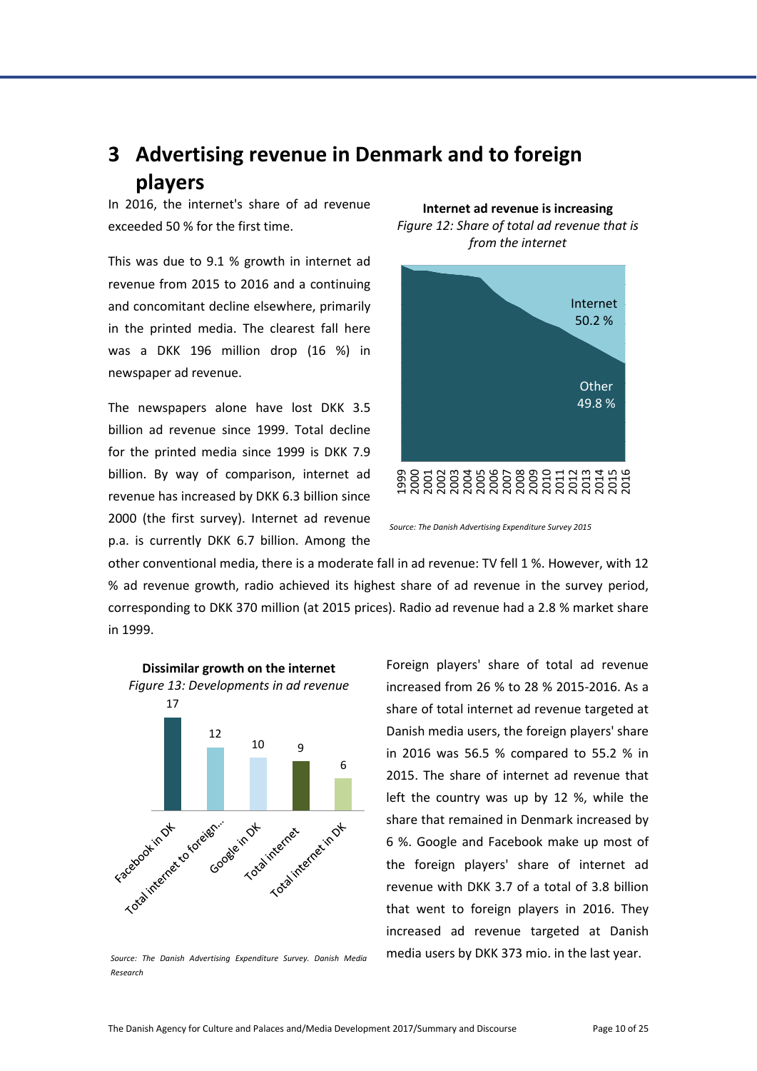# 3 Advertising revenue in Denmark and to foreign players

In 2016, the internet's share of ad revenue exceeded 50 % for the first time.

This was due to 9.1 % growth in internet ad revenue from 2015 to 2016 and a continuing and concomitant decline elsewhere, primarily in the printed media. The clearest fall here was a DKK 196 million drop (16 %) in newspaper ad revenue.

The newspapers alone have lost DKK 3.5 billion ad revenue since 1999. Total decline for the printed media since 1999 is DKK 7.9 billion. By way of comparison, internet ad revenue has increased by DKK 6.3 billion since 2000 (the first survey). Internet ad revenue p.a. is currently DKK 6.7 billion. Among the other conventional media, there is a moderate fall in ad revenue: TV fell 1 %. However, with 12 % ad revenue growth, radio achieved its highest share of ad revenue in the survey period, corresponding to DKK 370 million (at 2015 prices). Radio ad revenue had a 2.8 % market share in 1999.

**Internet ad revenue is increasing**

*Figure 12: Share of total ad revenue that is from the internet*

Internet 50.2 %

Other 49.8 %

1999 2000 2001 2002 2003 2004 2005 2006 2007 2008 2009 2010 2011 2012 2013 2014 2015 2016

*Source: The Danish Advertising Expenditure Survey 2015*

**Dissimilar growth on the internet**

*Figure 13: Developments in ad revenue*

| Facebook in DK | Total internet to foreign... | Google in DK | Total internet | Total internet in DK |
|---|---|---|---|---|
| 17 | 12 | 10 | 9 | 6 |

*Source: The Danish Advertising Expenditure Survey. Danish Media Research*

Foreign players' share of total ad revenue increased from 26 % to 28 % 2015-2016. As a share of total internet ad revenue targeted at Danish media users, the foreign players' share in 2016 was 56.5 % compared to 55.2 % in 2015. The share of internet ad revenue that left the country was up by 12 %, while the share that remained in Denmark increased by 6 %. Google and Facebook make up most of the foreign players' share of internet ad revenue with DKK 3.7 of a total of 3.8 billion that went to foreign players in 2016. They increased ad revenue targeted at Danish media users by DKK 373 mio. in the last year.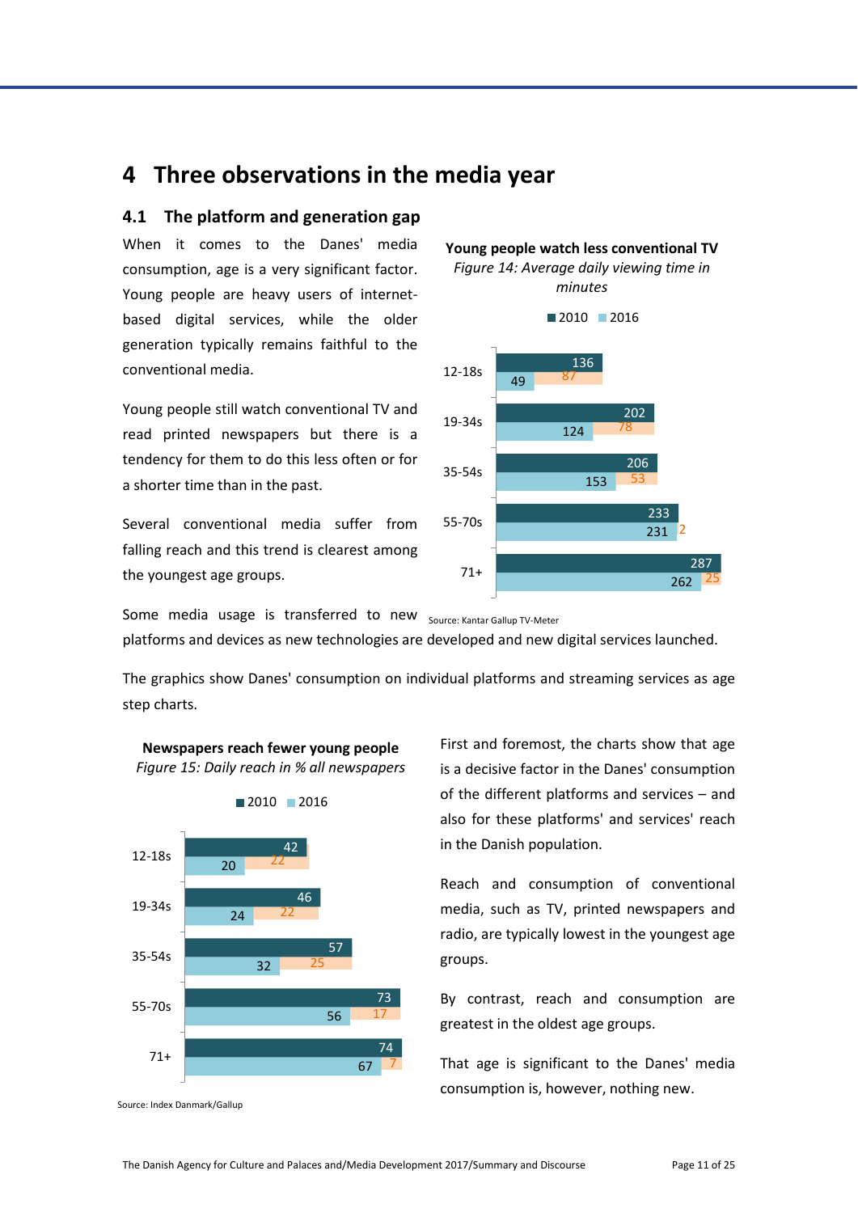# 4 Three observations in the media year

## 4.1 The platform and generation gap

When it comes to the Danes' media consumption, age is a very significant factor. Young people are heavy users of internet-based digital services, while the older generation typically remains faithful to the conventional media.

Young people still watch conventional TV and read printed newspapers but there is a tendency for them to do this less often or for a shorter time than in the past.

Several conventional media suffer from falling reach and this trend is clearest among the youngest age groups.

**Young people watch less conventional TV**

*Figure 14: Average daily viewing time in minutes*

| Age group | 2010 | 2016 | Decrease |
|---|---|---|---|
| 12-18s | 136 | 49 | 87 |
| 19-34s | 202 | 124 | 78 |
| 35-54s | 206 | 153 | 53 |
| 55-70s | 233 | 231 | 2 |
| 71+ | 287 | 262 | 25 |

Source: Kantar Gallup TV-Meter

Some media usage is transferred to new platforms and devices as new technologies are developed and new digital services launched.

The graphics show Danes' consumption on individual platforms and streaming services as age step charts.

**Newspapers reach fewer young people**

*Figure 15: Daily reach in % all newspapers*

| Age group | 2010 | 2016 | Decrease |
|---|---|---|---|
| 12-18s | 42 | 20 | 22 |
| 19-34s | 46 | 24 | 22 |
| 35-54s | 57 | 32 | 25 |
| 55-70s | 73 | 56 | 17 |
| 71+ | 74 | 67 | 7 |

Source: Index Danmark/Gallup

First and foremost, the charts show that age is a decisive factor in the Danes' consumption of the different platforms and services – and also for these platforms' and services' reach in the Danish population.

Reach and consumption of conventional media, such as TV, printed newspapers and radio, are typically lowest in the youngest age groups.

By contrast, reach and consumption are greatest in the oldest age groups.

That age is significant to the Danes' media consumption is, however, nothing new.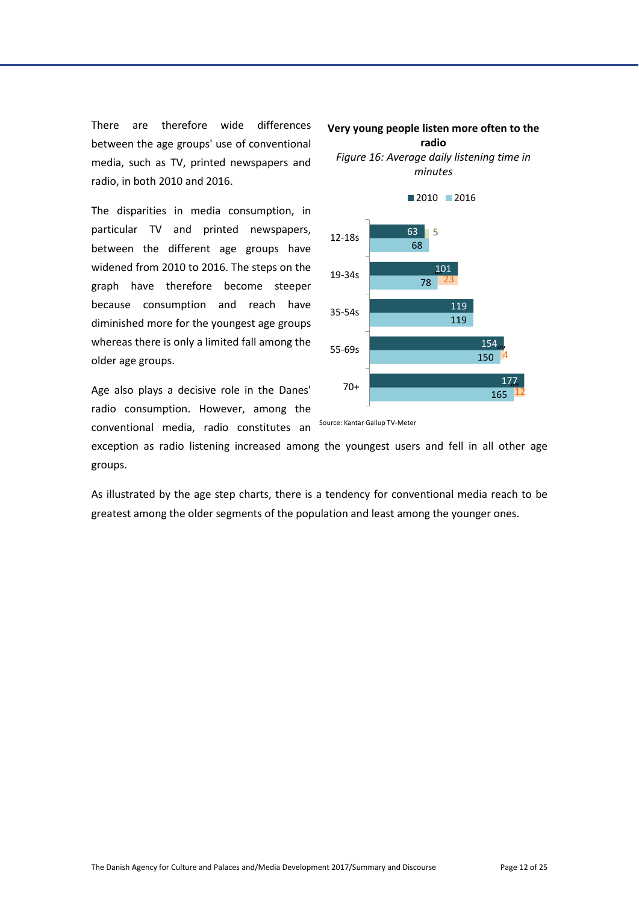There are therefore wide differences between the age groups' use of conventional media, such as TV, printed newspapers and radio, in both 2010 and 2016.

The disparities in media consumption, in particular TV and printed newspapers, between the different age groups have widened from 2010 to 2016. The steps on the graph have therefore become steeper because consumption and reach have diminished more for the youngest age groups whereas there is only a limited fall among the older age groups.

**Very young people listen more often to the radio**

*Figure 16: Average daily listening time in minutes*

| Age group | 2010 | 2016 | Change |
|---|---|---|---|
| 12-18s | 63 | 68 | 5 |
| 19-34s | 101 | 78 | 23 |
| 35-54s | 119 | 119 | |
| 55-69s | 154 | 150 | 4 |
| 70+ | 177 | 165 | 12 |

Source: Kantar Gallup TV-Meter

Age also plays a decisive role in the Danes' radio consumption. However, among the conventional media, radio constitutes an exception as radio listening increased among the youngest users and fell in all other age groups.

As illustrated by the age step charts, there is a tendency for conventional media reach to be greatest among the older segments of the population and least among the younger ones.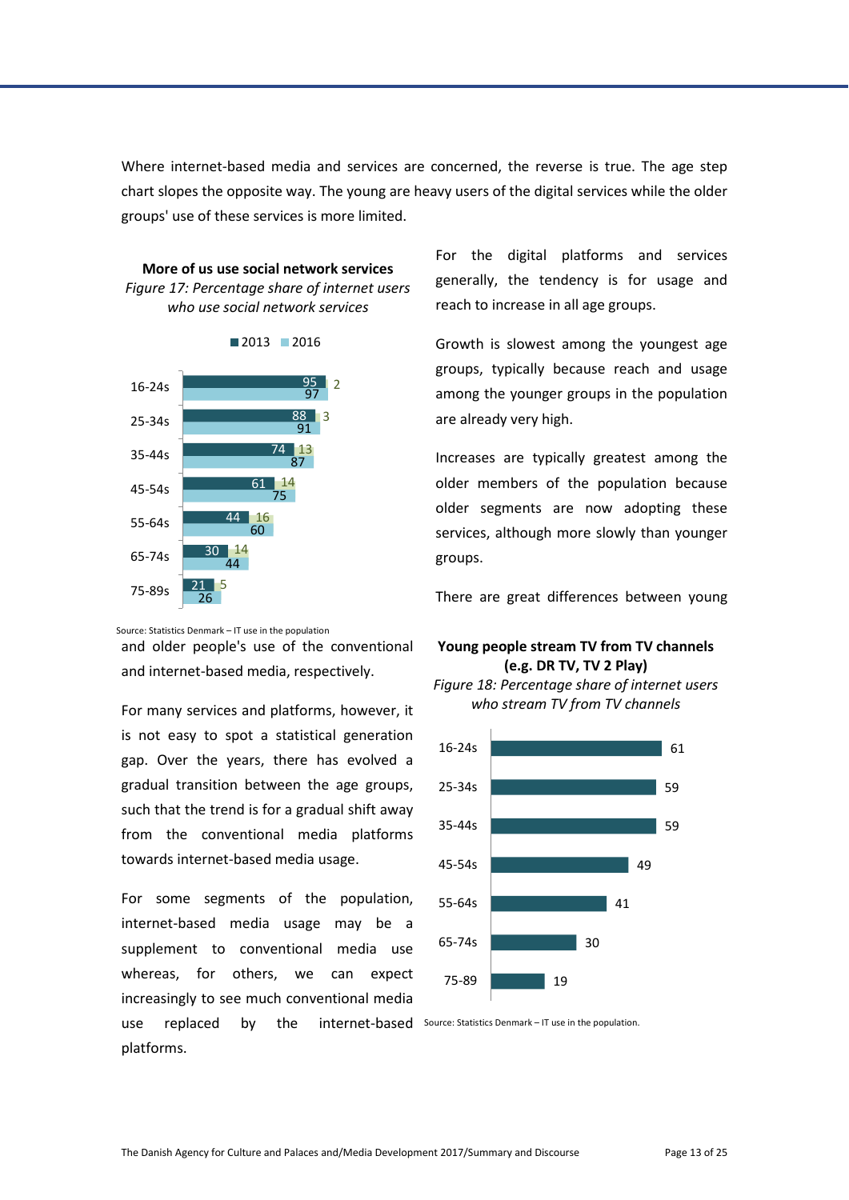Where internet-based media and services are concerned, the reverse is true. The age step chart slopes the opposite way. The young are heavy users of the digital services while the older groups' use of these services is more limited.

**More of us use social network services**

*Figure 17: Percentage share of internet users who use social network services*

| Age | 2013 | 2016 | Increase |
|---|---|---|---|
| 16-24s | 95 | 97 | 2 |
| 25-34s | 88 | 91 | 3 |
| 35-44s | 74 | 87 | 13 |
| 45-54s | 61 | 75 | 14 |
| 55-64s | 44 | 60 | 16 |
| 65-74s | 30 | 44 | 14 |
| 75-89s | 21 | 26 | 5 |

Source: Statistics Denmark – IT use in the population

For the digital platforms and services generally, the tendency is for usage and reach to increase in all age groups.

Growth is slowest among the youngest age groups, typically because reach and usage among the younger groups in the population are already very high.

Increases are typically greatest among the older members of the population because older segments are now adopting these services, although more slowly than younger groups.

There are great differences between young and older people's use of the conventional and internet-based media, respectively.

For many services and platforms, however, it is not easy to spot a statistical generation gap. Over the years, there has evolved a gradual transition between the age groups, such that the trend is for a gradual shift away from the conventional media platforms towards internet-based media usage.

For some segments of the population, internet-based media usage may be a supplement to conventional media use whereas, for others, we can expect increasingly to see much conventional media use replaced by the internet-based platforms.

**Young people stream TV from TV channels (e.g. DR TV, TV 2 Play)**

*Figure 18: Percentage share of internet users who stream TV from TV channels*

| Age | Percentage |
|---|---|
| 16-24s | 61 |
| 25-34s | 59 |
| 35-44s | 59 |
| 45-54s | 49 |
| 55-64s | 41 |
| 65-74s | 30 |
| 75-89 | 19 |

Source: Statistics Denmark – IT use in the population.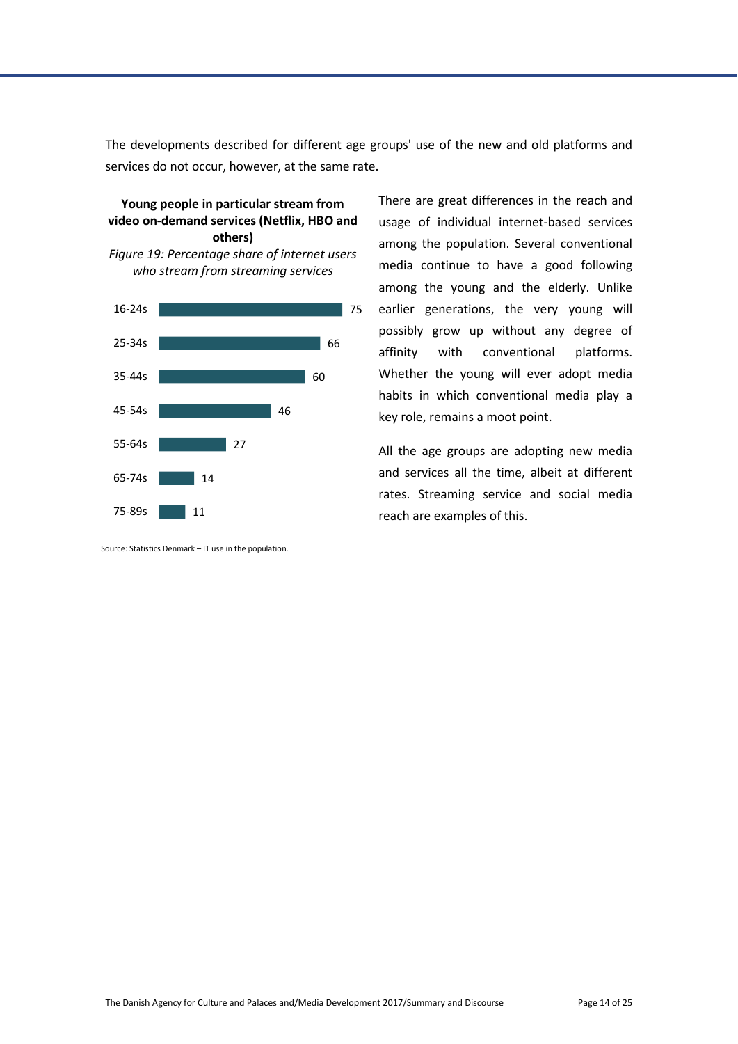The developments described for different age groups' use of the new and old platforms and services do not occur, however, at the same rate.

**Young people in particular stream from video on-demand services (Netflix, HBO and others)**

*Figure 19: Percentage share of internet users who stream from streaming services*

| Age group | Percentage |
|---|---|
| 16-24s | 75 |
| 25-34s | 66 |
| 35-44s | 60 |
| 45-54s | 46 |
| 55-64s | 27 |
| 65-74s | 14 |
| 75-89s | 11 |

Source: Statistics Denmark – IT use in the population.

There are great differences in the reach and usage of individual internet-based services among the population. Several conventional media continue to have a good following among the young and the elderly. Unlike earlier generations, the very young will possibly grow up without any degree of affinity with conventional platforms. Whether the young will ever adopt media habits in which conventional media play a key role, remains a moot point.

All the age groups are adopting new media and services all the time, albeit at different rates. Streaming service and social media reach are examples of this.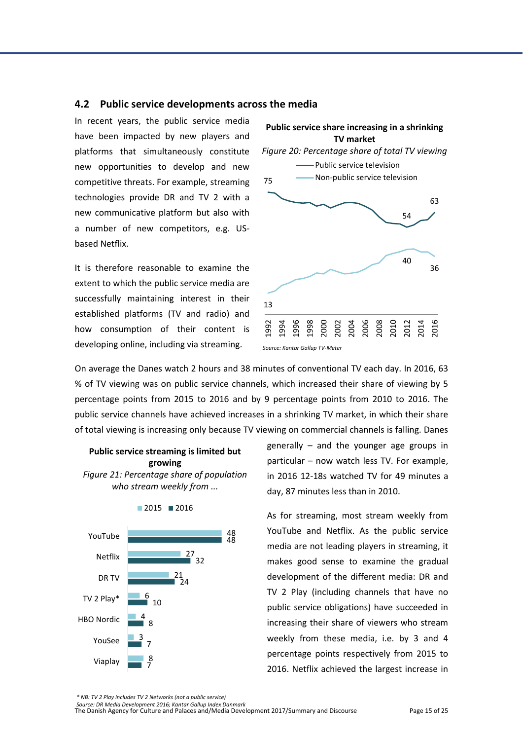## 4.2 Public service developments across the media

In recent years, the public service media have been impacted by new players and platforms that simultaneously constitute new opportunities to develop and new competitive threats. For example, streaming technologies provide DR and TV 2 with a new communicative platform but also with a number of new competitors, e.g. US-based Netflix.

It is therefore reasonable to examine the extent to which the public service media are successfully maintaining interest in their established platforms (TV and radio) and how consumption of their content is developing online, including via streaming.

**Public service share increasing in a shrinking TV market**

*Figure 20: Percentage share of total TV viewing*

Public service television: 75 (1992), 54 (2012), 63 (2016)
Non-public service television: 13 (1992), 40 (2012), 36 (2016)

*Source: Kantar Gallup TV-Meter*

On average the Danes watch 2 hours and 38 minutes of conventional TV each day. In 2016, 63 % of TV viewing was on public service channels, which increased their share of viewing by 5 percentage points from 2015 to 2016 and by 9 percentage points from 2010 to 2016. The public service channels have achieved increases in a shrinking TV market, in which their share of total viewing is increasing only because TV viewing on commercial channels is falling. Danes generally – and the younger age groups in particular – now watch less TV. For example, in 2016 12-18s watched TV for 49 minutes a day, 87 minutes less than in 2010.

**Public service streaming is limited but growing**

*Figure 21: Percentage share of population who stream weekly from ...*

| | 2015 | 2016 |
|---|---|---|
| YouTube | 48 | 48 |
| Netflix | 27 | 32 |
| DR TV | 21 | 24 |
| TV 2 Play* | 6 | 10 |
| HBO Nordic | 4 | 8 |
| YouSee | 3 | 7 |
| Viaplay | 8 | 7 |

*\* NB: TV 2 Play includes TV 2 Networks (not a public service)*
*Source: DR Media Development 2016; Kantar Gallup Index Danmark*

As for streaming, most stream weekly from YouTube and Netflix. As the public service media are not leading players in streaming, it makes good sense to examine the gradual development of the different media: DR and TV 2 Play (including channels that have no public service obligations) have succeeded in increasing their share of viewers who stream weekly from these media, i.e. by 3 and 4 percentage points respectively from 2015 to 2016. Netflix achieved the largest increase in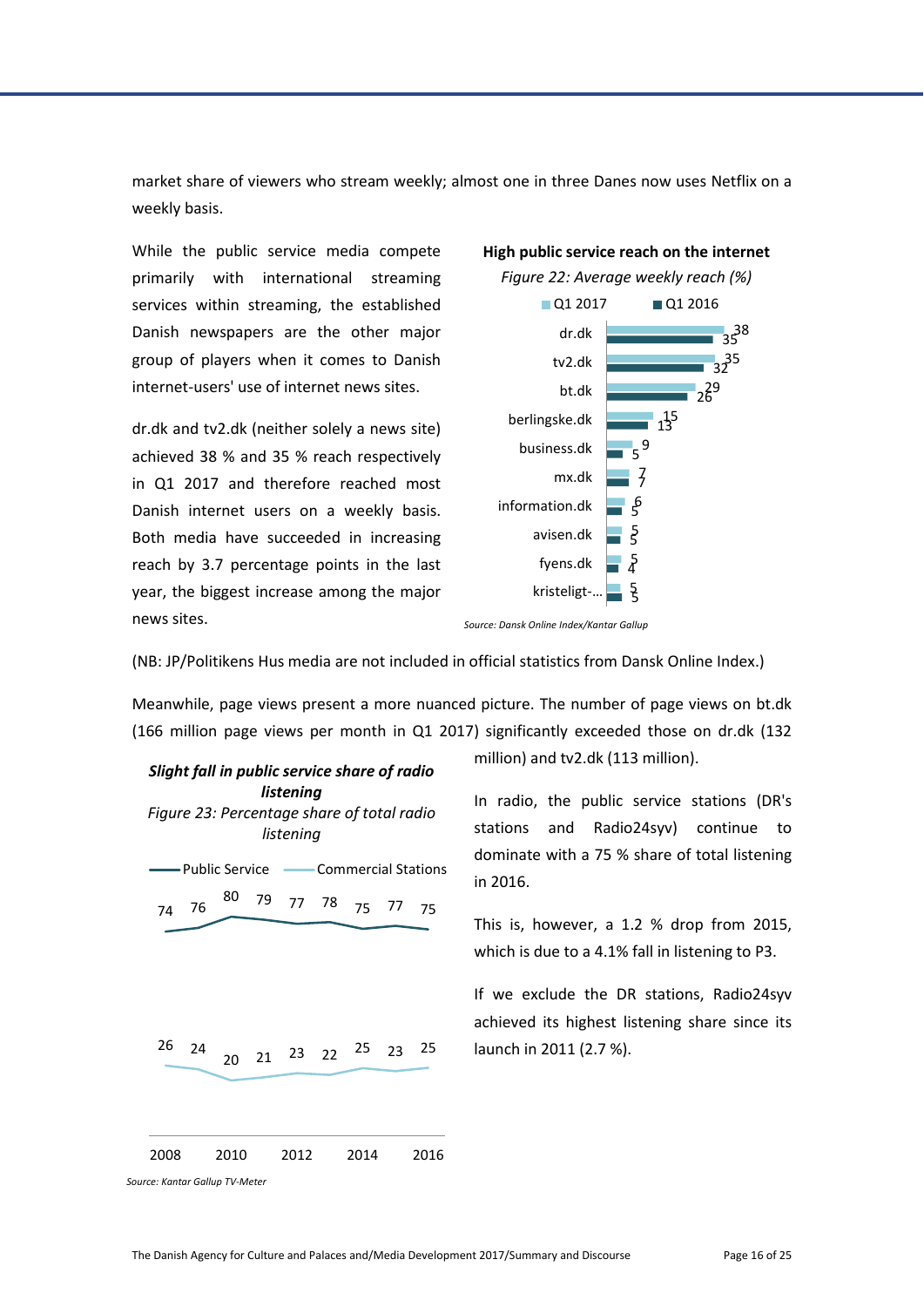market share of viewers who stream weekly; almost one in three Danes now uses Netflix on a weekly basis.

While the public service media compete primarily with international streaming services within streaming, the established Danish newspapers are the other major group of players when it comes to Danish internet-users' use of internet news sites.

dr.dk and tv2.dk (neither solely a news site) achieved 38 % and 35 % reach respectively in Q1 2017 and therefore reached most Danish internet users on a weekly basis. Both media have succeeded in increasing reach by 3.7 percentage points in the last year, the biggest increase among the major news sites.

**High public service reach on the internet**

*Figure 22: Average weekly reach (%)*

| Site | Q1 2017 | Q1 2016 |
|---|---|---|
| dr.dk | 38 | 35 |
| tv2.dk | 35 | 32 |
| bt.dk | 29 | 26 |
| berlingske.dk | 15 | 13 |
| business.dk | 9 | 5 |
| mx.dk | 7 | 7 |
| information.dk | 6 | 5 |
| avisen.dk | 5 | 5 |
| fyens.dk | 5 | 4 |
| kristeligt-... | 5 | 5 |

*Source: Dansk Online Index/Kantar Gallup*

(NB: JP/Politikens Hus media are not included in official statistics from Dansk Online Index.)

Meanwhile, page views present a more nuanced picture. The number of page views on bt.dk (166 million page views per month in Q1 2017) significantly exceeded those on dr.dk (132 million) and tv2.dk (113 million).

In radio, the public service stations (DR's stations and Radio24syv) continue to dominate with a 75 % share of total listening in 2016.

This is, however, a 1.2 % drop from 2015, which is due to a 4.1% fall in listening to P3.

If we exclude the DR stations, Radio24syv achieved its highest listening share since its launch in 2011 (2.7 %).

***Slight fall in public service share of radio listening***

*Figure 23: Percentage share of total radio listening*

| Year | Public Service | Commercial Stations |
|---|---|---|
| 2008 | 74 | 26 |
| 2009 | 76 | 24 |
| 2010 | 80 | 20 |
| 2011 | 79 | 21 |
| 2012 | 77 | 23 |
| 2013 | 78 | 22 |
| 2014 | 75 | 25 |
| 2015 | 77 | 23 |
| 2016 | 75 | 25 |

*Source: Kantar Gallup TV-Meter*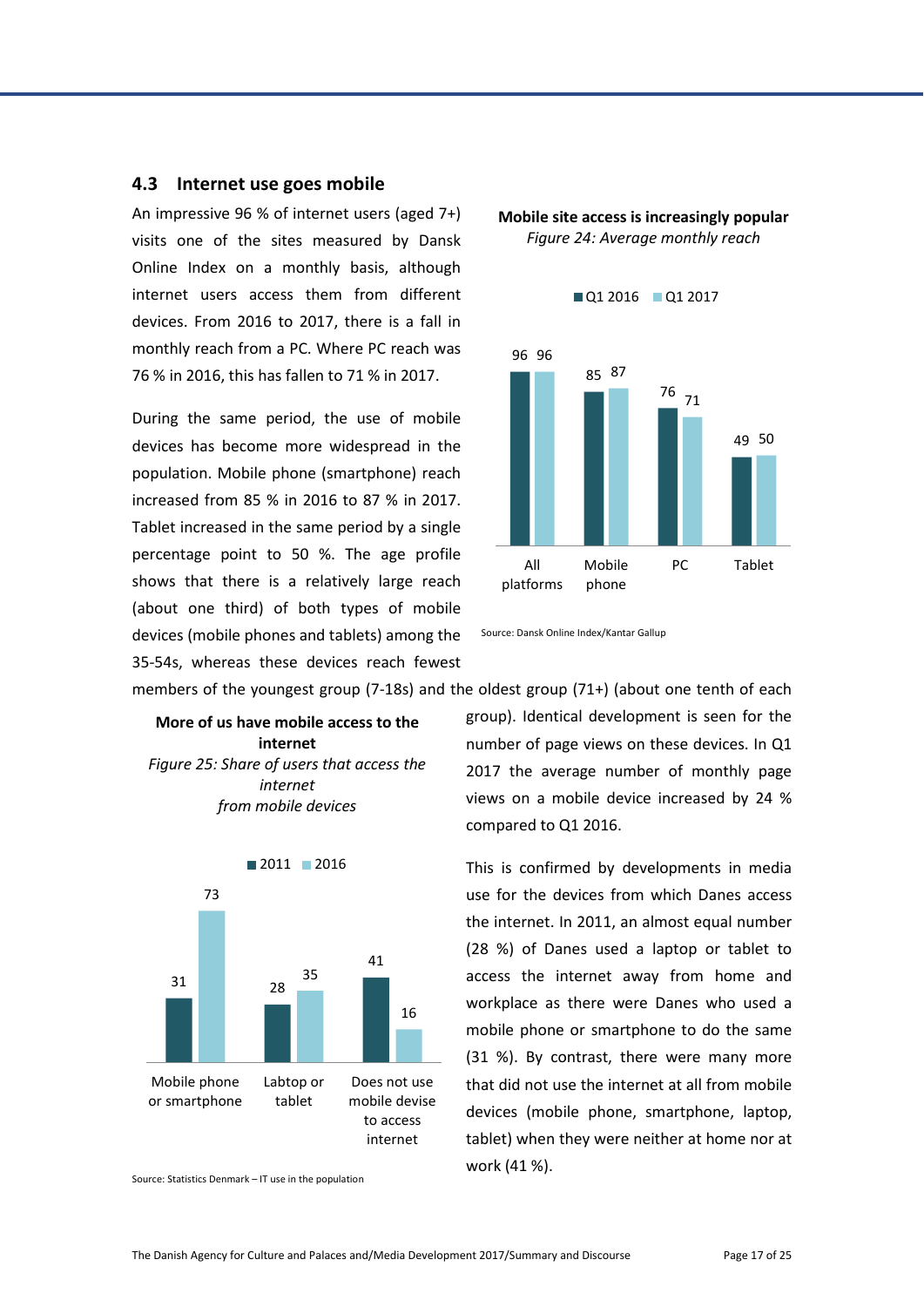## 4.3 Internet use goes mobile

An impressive 96 % of internet users (aged 7+) visits one of the sites measured by Dansk Online Index on a monthly basis, although internet users access them from different devices. From 2016 to 2017, there is a fall in monthly reach from a PC. Where PC reach was 76 % in 2016, this has fallen to 71 % in 2017.

During the same period, the use of mobile devices has become more widespread in the population. Mobile phone (smartphone) reach increased from 85 % in 2016 to 87 % in 2017. Tablet increased in the same period by a single percentage point to 50 %. The age profile shows that there is a relatively large reach (about one third) of both types of mobile devices (mobile phones and tablets) among the 35-54s, whereas these devices reach fewest members of the youngest group (7-18s) and the oldest group (71+) (about one tenth of each group). Identical development is seen for the number of page views on these devices. In Q1 2017 the average number of monthly page views on a mobile device increased by 24 % compared to Q1 2016.

**Mobile site access is increasingly popular**

*Figure 24: Average monthly reach*

| | Q1 2016 | Q1 2017 |
|---|---|---|
| All platforms | 96 | 96 |
| Mobile phone | 85 | 87 |
| PC | 76 | 71 |
| Tablet | 49 | 50 |

Source: Dansk Online Index/Kantar Gallup

This is confirmed by developments in media use for the devices from which Danes access the internet. In 2011, an almost equal number (28 %) of Danes used a laptop or tablet to access the internet away from home and workplace as there were Danes who used a mobile phone or smartphone to do the same (31 %). By contrast, there were many more that did not use the internet at all from mobile devices (mobile phone, smartphone, laptop, tablet) when they were neither at home nor at work (41 %).

**More of us have mobile access to the internet**

*Figure 25: Share of users that access the internet from mobile devices*

| | 2011 | 2016 |
|---|---|---|
| Mobile phone or smartphone | 31 | 73 |
| Labtop or tablet | 28 | 35 |
| Does not use mobile devise to access internet | 41 | 16 |

Source: Statistics Denmark – IT use in the population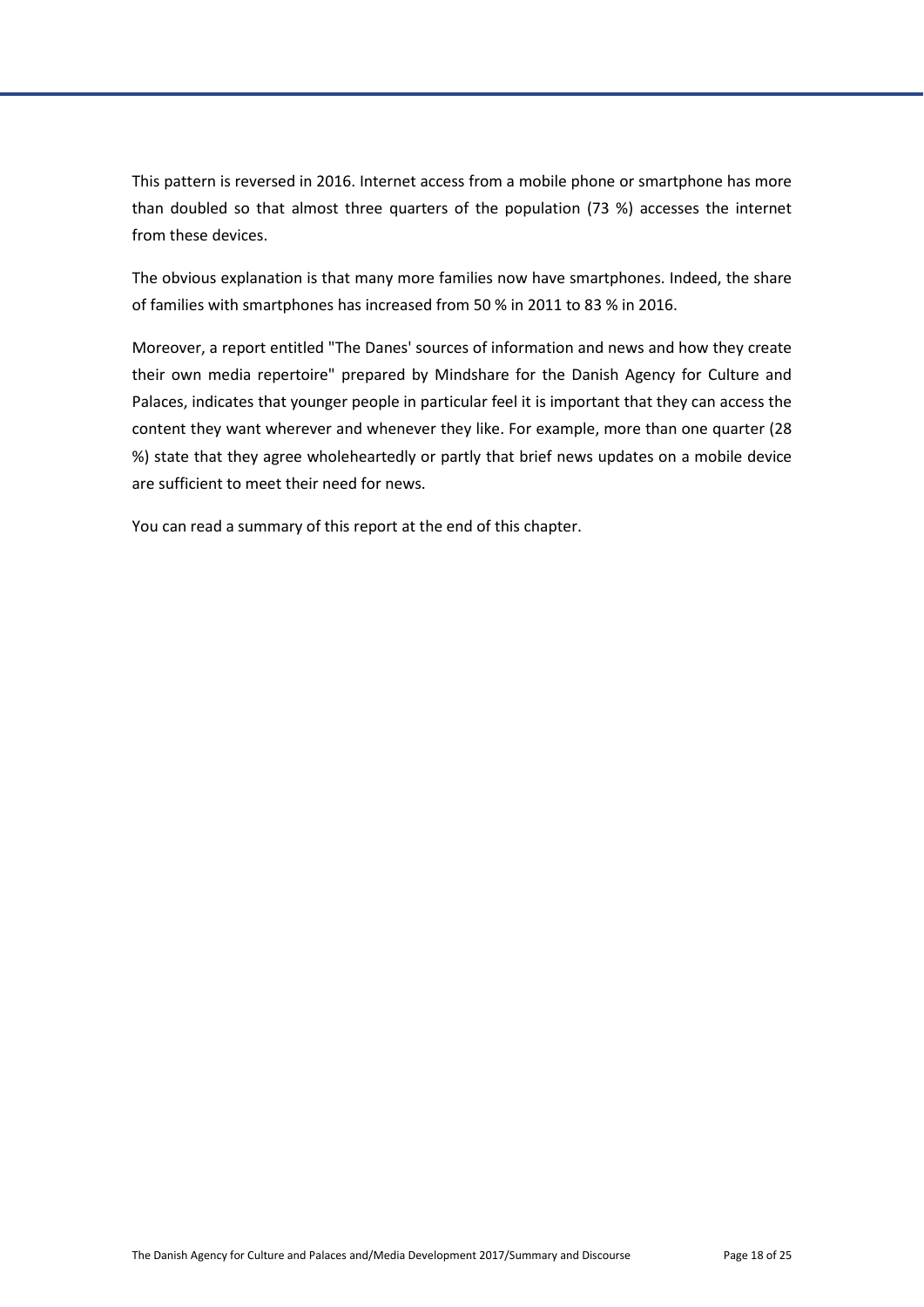This pattern is reversed in 2016. Internet access from a mobile phone or smartphone has more than doubled so that almost three quarters of the population (73 %) accesses the internet from these devices.

The obvious explanation is that many more families now have smartphones. Indeed, the share of families with smartphones has increased from 50 % in 2011 to 83 % in 2016.

Moreover, a report entitled "The Danes' sources of information and news and how they create their own media repertoire" prepared by Mindshare for the Danish Agency for Culture and Palaces, indicates that younger people in particular feel it is important that they can access the content they want wherever and whenever they like. For example, more than one quarter (28 %) state that they agree wholeheartedly or partly that brief news updates on a mobile device are sufficient to meet their need for news.

You can read a summary of this report at the end of this chapter.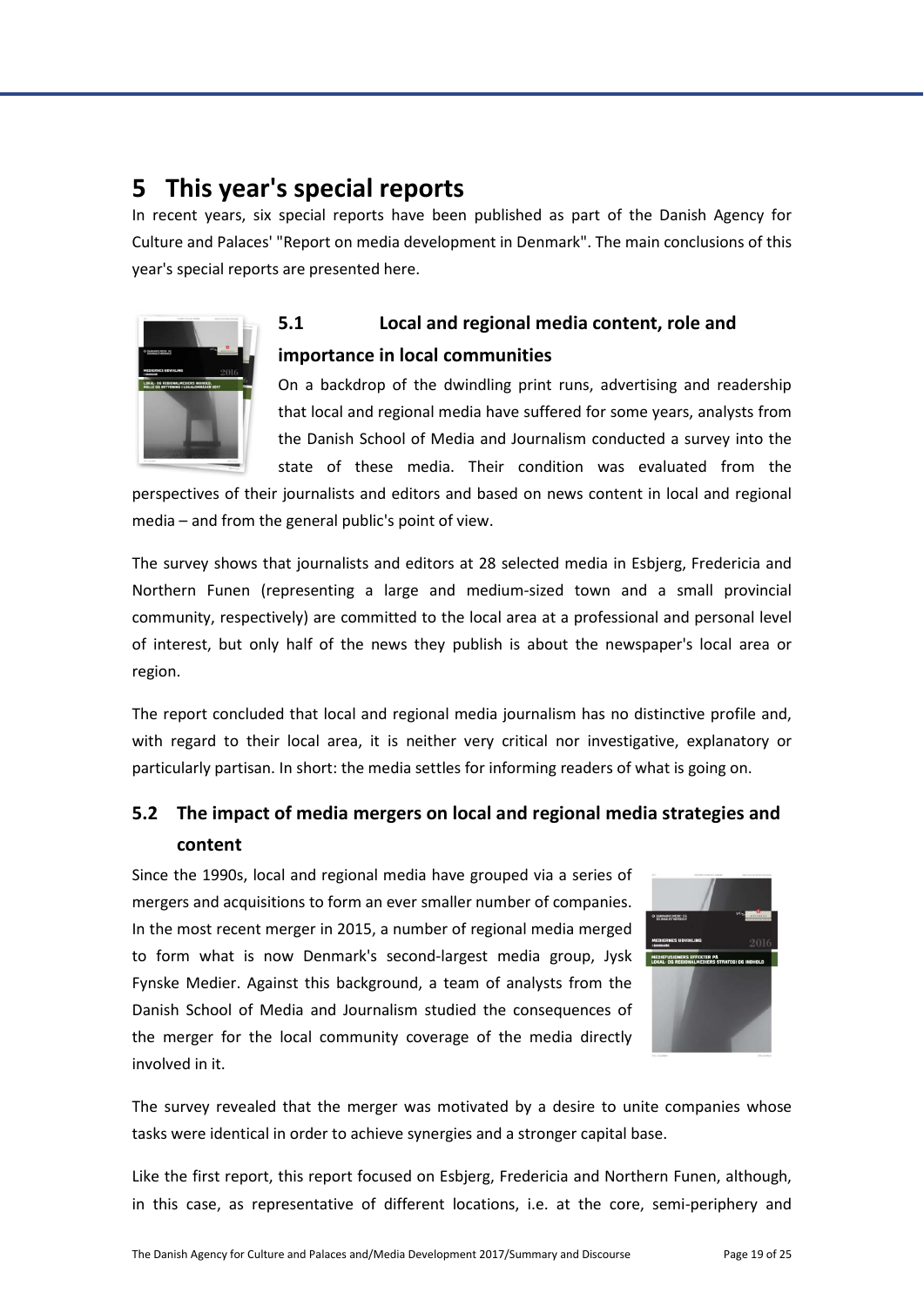# 5 This year's special reports

In recent years, six special reports have been published as part of the Danish Agency for Culture and Palaces' "Report on media development in Denmark". The main conclusions of this year's special reports are presented here.

## 5.1 Local and regional media content, role and importance in local communities

On a backdrop of the dwindling print runs, advertising and readership that local and regional media have suffered for some years, analysts from the Danish School of Media and Journalism conducted a survey into the state of these media. Their condition was evaluated from the perspectives of their journalists and editors and based on news content in local and regional media – and from the general public's point of view.

The survey shows that journalists and editors at 28 selected media in Esbjerg, Fredericia and Northern Funen (representing a large and medium-sized town and a small provincial community, respectively) are committed to the local area at a professional and personal level of interest, but only half of the news they publish is about the newspaper's local area or region.

The report concluded that local and regional media journalism has no distinctive profile and, with regard to their local area, it is neither very critical nor investigative, explanatory or particularly partisan. In short: the media settles for informing readers of what is going on.

## 5.2 The impact of media mergers on local and regional media strategies and content

Since the 1990s, local and regional media have grouped via a series of mergers and acquisitions to form an ever smaller number of companies. In the most recent merger in 2015, a number of regional media merged to form what is now Denmark's second-largest media group, Jysk Fynske Medier. Against this background, a team of analysts from the Danish School of Media and Journalism studied the consequences of the merger for the local community coverage of the media directly involved in it.

The survey revealed that the merger was motivated by a desire to unite companies whose tasks were identical in order to achieve synergies and a stronger capital base.

Like the first report, this report focused on Esbjerg, Fredericia and Northern Funen, although, in this case, as representative of different locations, i.e. at the core, semi-periphery and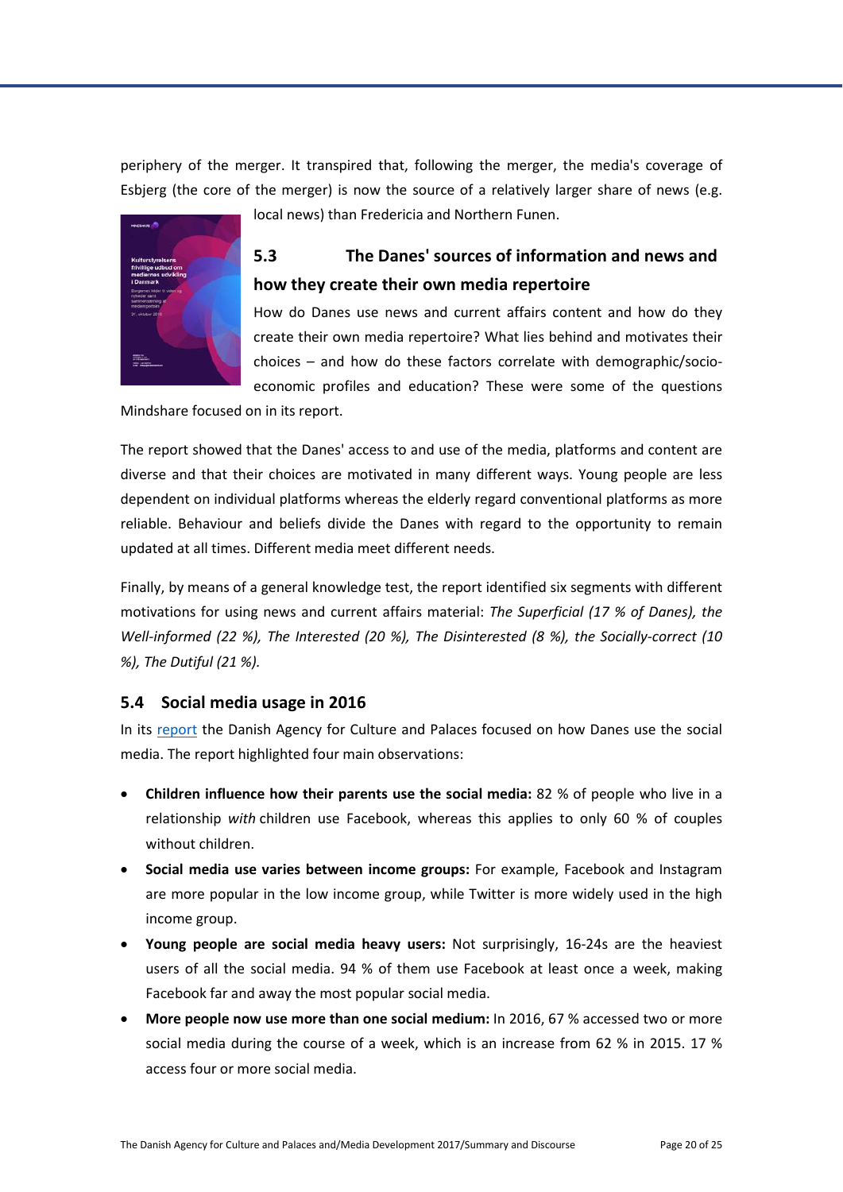periphery of the merger. It transpired that, following the merger, the media's coverage of Esbjerg (the core of the merger) is now the source of a relatively larger share of news (e.g. local news) than Fredericia and Northern Funen.

### 5.3 The Danes' sources of information and news and how they create their own media repertoire

How do Danes use news and current affairs content and how do they create their own media repertoire? What lies behind and motivates their choices – and how do these factors correlate with demographic/socio-economic profiles and education? These were some of the questions Mindshare focused on in its report.

The report showed that the Danes' access to and use of the media, platforms and content are diverse and that their choices are motivated in many different ways. Young people are less dependent on individual platforms whereas the elderly regard conventional platforms as more reliable. Behaviour and beliefs divide the Danes with regard to the opportunity to remain updated at all times. Different media meet different needs.

Finally, by means of a general knowledge test, the report identified six segments with different motivations for using news and current affairs material: *The Superficial (17 % of Danes), the Well-informed (22 %), The Interested (20 %), The Disinterested (8 %), the Socially-correct (10 %), The Dutiful (21 %).*

### 5.4 Social media usage in 2016

In its report the Danish Agency for Culture and Palaces focused on how Danes use the social media. The report highlighted four main observations:

- **Children influence how their parents use the social media:** 82 % of people who live in a relationship *with* children use Facebook, whereas this applies to only 60 % of couples without children.
- **Social media use varies between income groups:** For example, Facebook and Instagram are more popular in the low income group, while Twitter is more widely used in the high income group.
- **Young people are social media heavy users:** Not surprisingly, 16-24s are the heaviest users of all the social media. 94 % of them use Facebook at least once a week, making Facebook far and away the most popular social media.
- **More people now use more than one social medium:** In 2016, 67 % accessed two or more social media during the course of a week, which is an increase from 62 % in 2015. 17 % access four or more social media.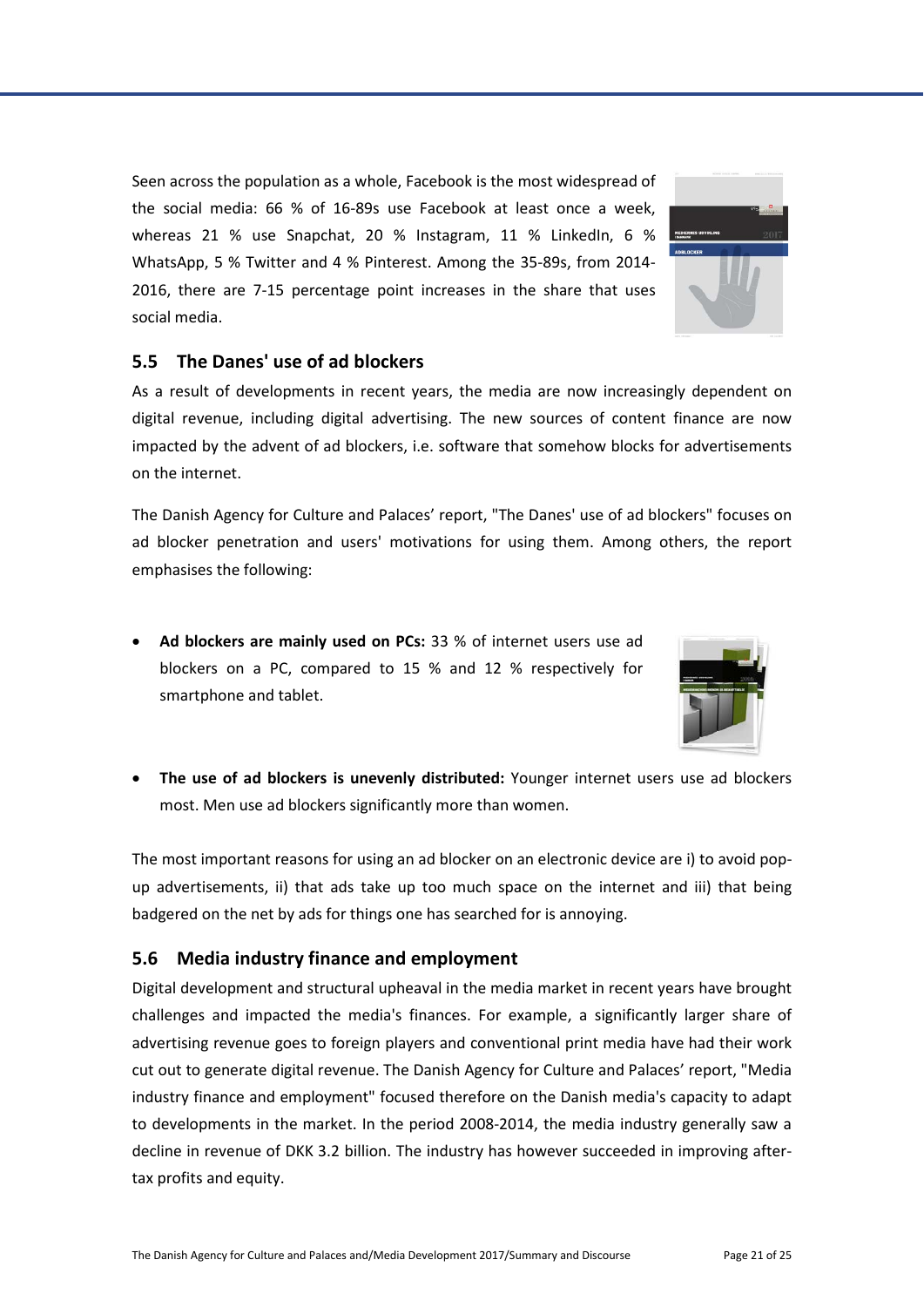Seen across the population as a whole, Facebook is the most widespread of the social media: 66 % of 16-89s use Facebook at least once a week, whereas 21 % use Snapchat, 20 % Instagram, 11 % LinkedIn, 6 % WhatsApp, 5 % Twitter and 4 % Pinterest. Among the 35-89s, from 2014-2016, there are 7-15 percentage point increases in the share that uses social media.

## 5.5 The Danes' use of ad blockers

As a result of developments in recent years, the media are now increasingly dependent on digital revenue, including digital advertising. The new sources of content finance are now impacted by the advent of ad blockers, i.e. software that somehow blocks for advertisements on the internet.

The Danish Agency for Culture and Palaces' report, "The Danes' use of ad blockers" focuses on ad blocker penetration and users' motivations for using them. Among others, the report emphasises the following:

- **Ad blockers are mainly used on PCs:** 33 % of internet users use ad blockers on a PC, compared to 15 % and 12 % respectively for smartphone and tablet.
- **The use of ad blockers is unevenly distributed:** Younger internet users use ad blockers most. Men use ad blockers significantly more than women.

The most important reasons for using an ad blocker on an electronic device are i) to avoid pop-up advertisements, ii) that ads take up too much space on the internet and iii) that being badgered on the net by ads for things one has searched for is annoying.

## 5.6 Media industry finance and employment

Digital development and structural upheaval in the media market in recent years have brought challenges and impacted the media's finances. For example, a significantly larger share of advertising revenue goes to foreign players and conventional print media have had their work cut out to generate digital revenue. The Danish Agency for Culture and Palaces' report, "Media industry finance and employment" focused therefore on the Danish media's capacity to adapt to developments in the market. In the period 2008-2014, the media industry generally saw a decline in revenue of DKK 3.2 billion. The industry has however succeeded in improving after-tax profits and equity.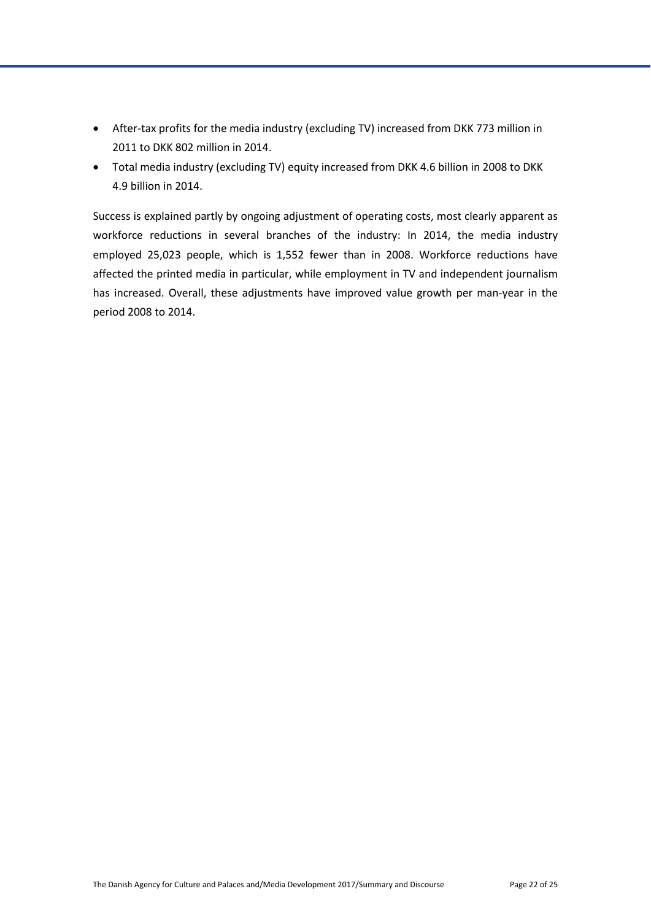- After-tax profits for the media industry (excluding TV) increased from DKK 773 million in 2011 to DKK 802 million in 2014.
- Total media industry (excluding TV) equity increased from DKK 4.6 billion in 2008 to DKK 4.9 billion in 2014.

Success is explained partly by ongoing adjustment of operating costs, most clearly apparent as workforce reductions in several branches of the industry: In 2014, the media industry employed 25,023 people, which is 1,552 fewer than in 2008. Workforce reductions have affected the printed media in particular, while employment in TV and independent journalism has increased. Overall, these adjustments have improved value growth per man-year in the period 2008 to 2014.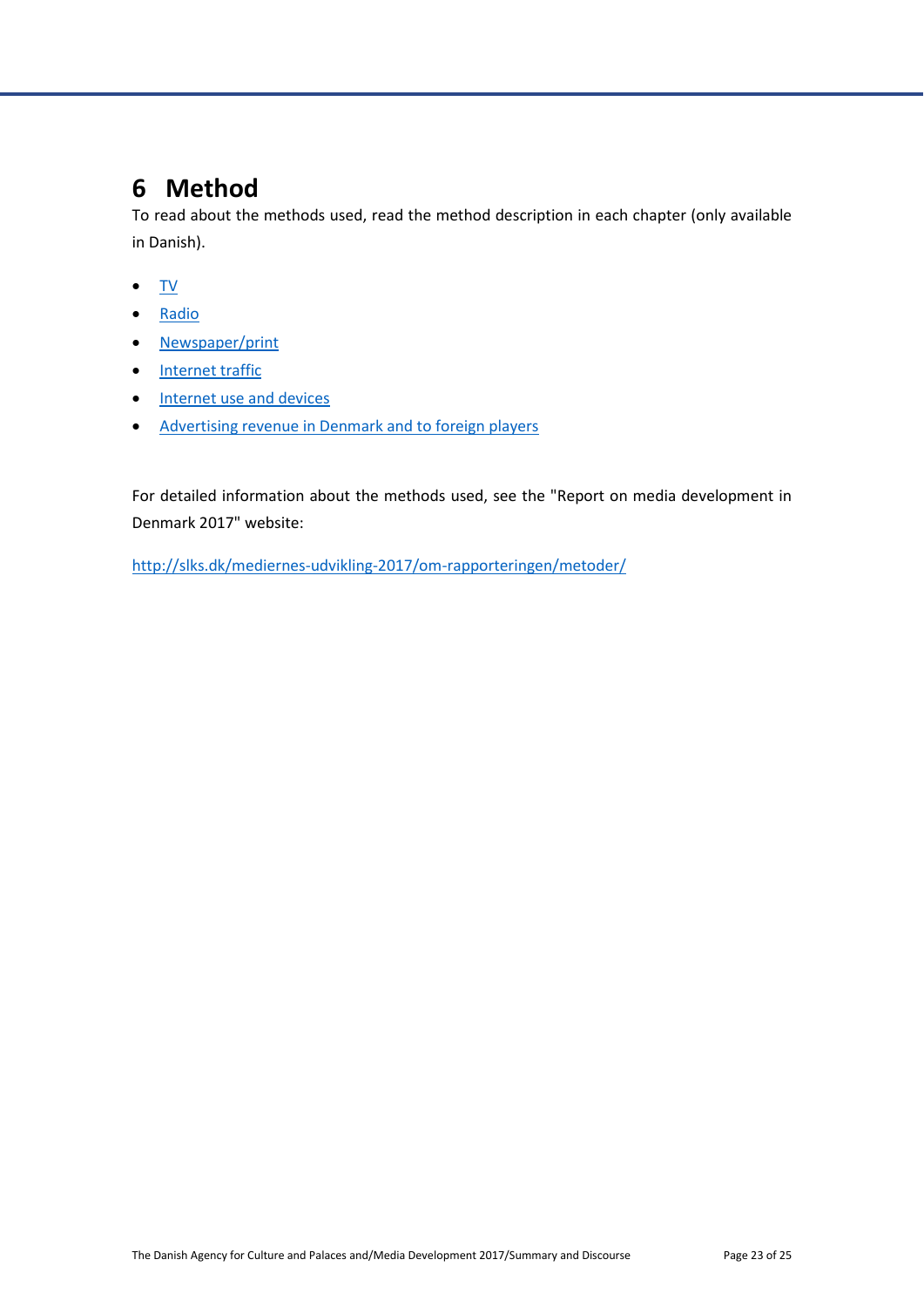# 6 Method

To read about the methods used, read the method description in each chapter (only available in Danish).

- TV
- Radio
- Newspaper/print
- Internet traffic
- Internet use and devices
- Advertising revenue in Denmark and to foreign players

For detailed information about the methods used, see the "Report on media development in Denmark 2017" website:

http://slks.dk/mediernes-udvikling-2017/om-rapporteringen/metoder/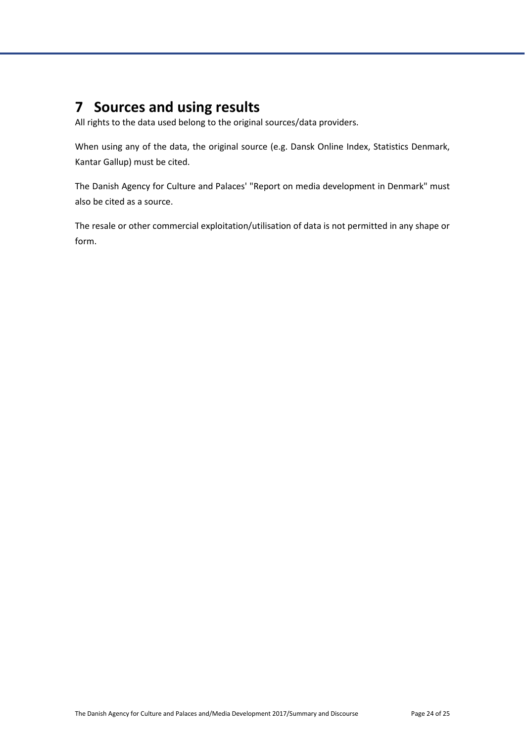# 7 Sources and using results

All rights to the data used belong to the original sources/data providers.

When using any of the data, the original source (e.g. Dansk Online Index, Statistics Denmark, Kantar Gallup) must be cited.

The Danish Agency for Culture and Palaces' "Report on media development in Denmark" must also be cited as a source.

The resale or other commercial exploitation/utilisation of data is not permitted in any shape or form.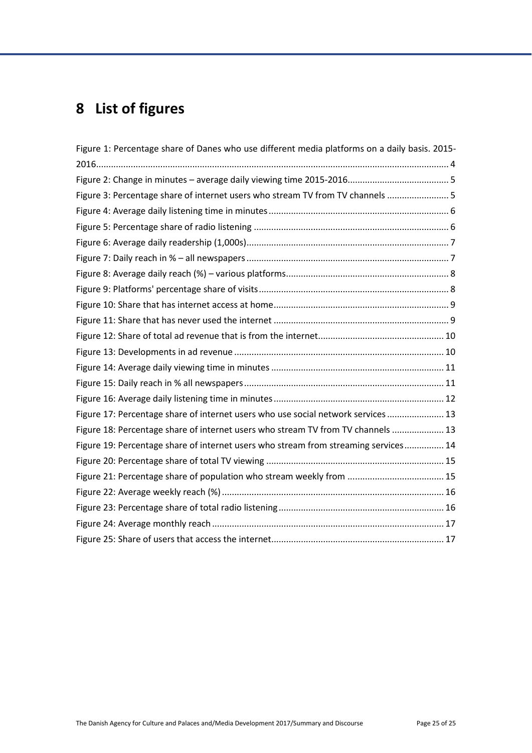# 8 List of figures

Figure 1: Percentage share of Danes who use different media platforms on a daily basis. 2015-2016 ..... 4
Figure 2: Change in minutes – average daily viewing time 2015-2016 ..... 5
Figure 3: Percentage share of internet users who stream TV from TV channels ..... 5
Figure 4: Average daily listening time in minutes ..... 6
Figure 5: Percentage share of radio listening ..... 6
Figure 6: Average daily readership (1,000s) ..... 7
Figure 7: Daily reach in % – all newspapers ..... 7
Figure 8: Average daily reach (%) – various platforms ..... 8
Figure 9: Platforms' percentage share of visits ..... 8
Figure 10: Share that has internet access at home ..... 9
Figure 11: Share that has never used the internet ..... 9
Figure 12: Share of total ad revenue that is from the internet ..... 10
Figure 13: Developments in ad revenue ..... 10
Figure 14: Average daily viewing time in minutes ..... 11
Figure 15: Daily reach in % all newspapers ..... 11
Figure 16: Average daily listening time in minutes ..... 12
Figure 17: Percentage share of internet users who use social network services ..... 13
Figure 18: Percentage share of internet users who stream TV from TV channels ..... 13
Figure 19: Percentage share of internet users who stream from streaming services ..... 14
Figure 20: Percentage share of total TV viewing ..... 15
Figure 21: Percentage share of population who stream weekly from ..... 15
Figure 22: Average weekly reach (%) ..... 16
Figure 23: Percentage share of total radio listening ..... 16
Figure 24: Average monthly reach ..... 17
Figure 25: Share of users that access the internet ..... 17